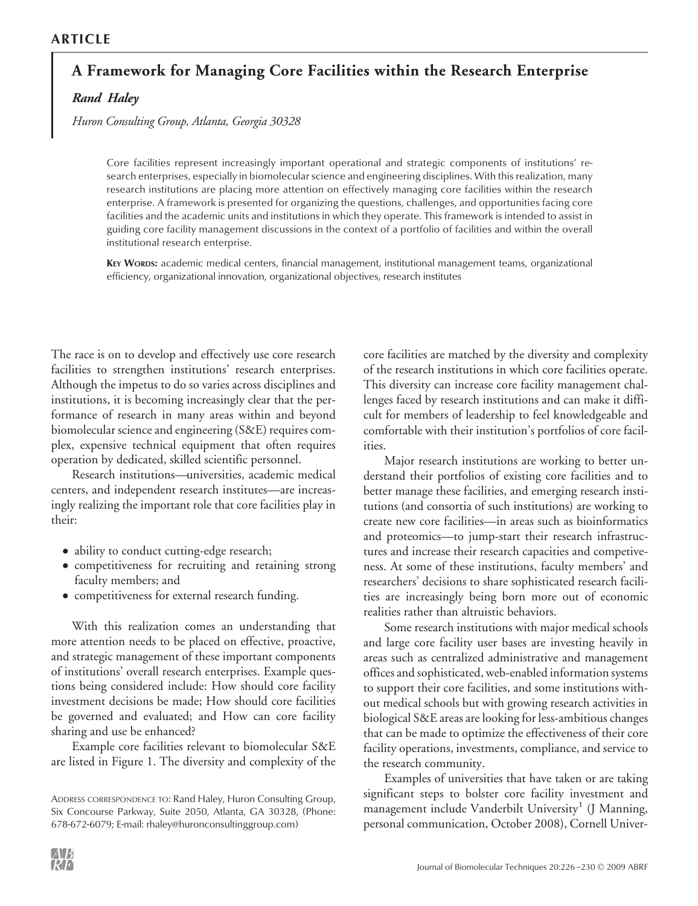**ARTICLE**

# A Framework for Managing Core Facilities within the Research Enterprise

***Rand Haley***

*Huron Consulting Group, Atlanta, Georgia 30328*

Core facilities represent increasingly important operational and strategic components of institutions' research enterprises, especially in biomolecular science and engineering disciplines. With this realization, many research institutions are placing more attention on effectively managing core facilities within the research enterprise. A framework is presented for organizing the questions, challenges, and opportunities facing core facilities and the academic units and institutions in which they operate. This framework is intended to assist in guiding core facility management discussions in the context of a portfolio of facilities and within the overall institutional research enterprise.

**KEY WORDS:** academic medical centers, financial management, institutional management teams, organizational efficiency, organizational innovation, organizational objectives, research institutes

The race is on to develop and effectively use core research facilities to strengthen institutions' research enterprises. Although the impetus to do so varies across disciplines and institutions, it is becoming increasingly clear that the performance of research in many areas within and beyond biomolecular science and engineering (S&E) requires complex, expensive technical equipment that often requires operation by dedicated, skilled scientific personnel.

Research institutions—universities, academic medical centers, and independent research institutes—are increasingly realizing the important role that core facilities play in their:

- ability to conduct cutting-edge research;
- competitiveness for recruiting and retaining strong faculty members; and
- competitiveness for external research funding.

With this realization comes an understanding that more attention needs to be placed on effective, proactive, and strategic management of these important components of institutions' overall research enterprises. Example questions being considered include: How should core facility investment decisions be made; How should core facilities be governed and evaluated; and How can core facility sharing and use be enhanced?

Example core facilities relevant to biomolecular S&E are listed in Figure 1. The diversity and complexity of the core facilities are matched by the diversity and complexity of the research institutions in which core facilities operate. This diversity can increase core facility management challenges faced by research institutions and can make it difficult for members of leadership to feel knowledgeable and comfortable with their institution's portfolios of core facilities.

Major research institutions are working to better understand their portfolios of existing core facilities and to better manage these facilities, and emerging research institutions (and consortia of such institutions) are working to create new core facilities—in areas such as bioinformatics and proteomics—to jump-start their research infrastructures and increase their research capacities and competiveness. At some of these institutions, faculty members' and researchers' decisions to share sophisticated research facilities are increasingly being born more out of economic realities rather than altruistic behaviors.

Some research institutions with major medical schools and large core facility user bases are investing heavily in areas such as centralized administrative and management offices and sophisticated, web-enabled information systems to support their core facilities, and some institutions without medical schools but with growing research activities in biological S&E areas are looking for less-ambitious changes that can be made to optimize the effectiveness of their core facility operations, investments, compliance, and service to the research community.

Examples of universities that have taken or are taking significant steps to bolster core facility investment and management include Vanderbilt University[1] (J Manning, personal communication, October 2008), Cornell Univer-

ADDRESS CORRESPONDENCE TO: Rand Haley, Huron Consulting Group, Six Concourse Parkway, Suite 2050, Atlanta, GA 30328, (Phone: 678-672-6079; E-mail: rhaley@huronconsultinggroup.com)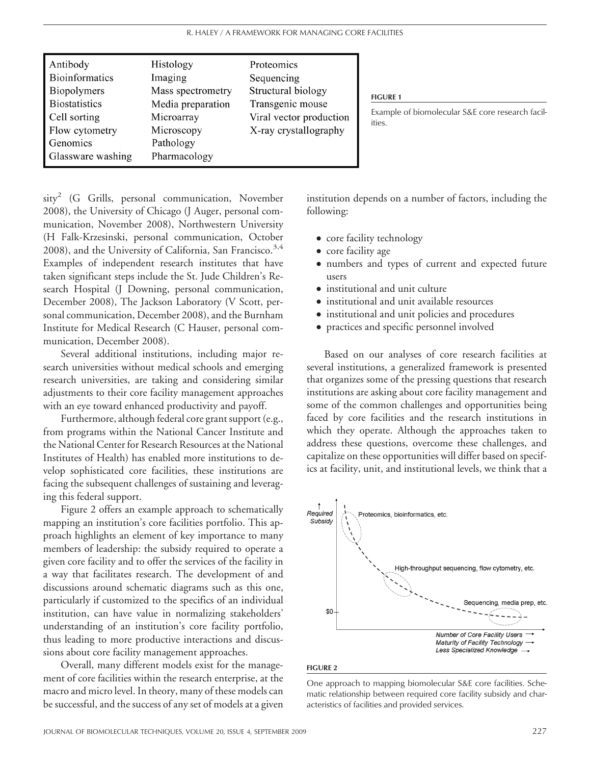| Antibody | Histology | Proteomics |
|---|---|---|
| Bioinformatics | Imaging | Sequencing |
| Biopolymers | Mass spectrometry | Structural biology |
| Biostatistics | Media preparation | Transgenic mouse |
| Cell sorting | Microarray | Viral vector production |
| Flow cytometry | Microscopy | X-ray crystallography |
| Genomics | Pathology | |
| Glassware washing | Pharmacology | |

**FIGURE 1**

Example of biomolecular S&E core research facilities.

sity[2] (G Grills, personal communication, November 2008), the University of Chicago (J Auger, personal communication, November 2008), Northwestern University (H Falk-Krzesinski, personal communication, October 2008), and the University of California, San Francisco.[3,4] Examples of independent research institutes that have taken significant steps include the St. Jude Children's Research Hospital (J Downing, personal communication, December 2008), The Jackson Laboratory (V Scott, personal communication, December 2008), and the Burnham Institute for Medical Research (C Hauser, personal communication, December 2008).

Several additional institutions, including major research universities without medical schools and emerging research universities, are taking and considering similar adjustments to their core facility management approaches with an eye toward enhanced productivity and payoff.

Furthermore, although federal core grant support (e.g., from programs within the National Cancer Institute and the National Center for Research Resources at the National Institutes of Health) has enabled more institutions to develop sophisticated core facilities, these institutions are facing the subsequent challenges of sustaining and leveraging this federal support.

Figure 2 offers an example approach to schematically mapping an institution's core facilities portfolio. This approach highlights an element of key importance to many members of leadership: the subsidy required to operate a given core facility and to offer the services of the facility in a way that facilitates research. The development of and discussions around schematic diagrams such as this one, particularly if customized to the specifics of an individual institution, can have value in normalizing stakeholders' understanding of an institution's core facility portfolio, thus leading to more productive interactions and discussions about core facility management approaches.

Overall, many different models exist for the management of core facilities within the research enterprise, at the macro and micro level. In theory, many of these models can be successful, and the success of any set of models at a given institution depends on a number of factors, including the following:

- core facility technology
- core facility age
- numbers and types of current and expected future users
- institutional and unit culture
- institutional and unit available resources
- institutional and unit policies and procedures
- practices and specific personnel involved

Based on our analyses of core research facilities at several institutions, a generalized framework is presented that organizes some of the pressing questions that research institutions are asking about core facility management and some of the common challenges and opportunities being faced by core facilities and the research institutions in which they operate. Although the approaches taken to address these questions, overcome these challenges, and capitalize on these opportunities will differ based on specifics at facility, unit, and institutional levels, we think that a

**FIGURE 2**

One approach to mapping biomolecular S&E core facilities. Schematic relationship between required core facility subsidy and characteristics of facilities and provided services.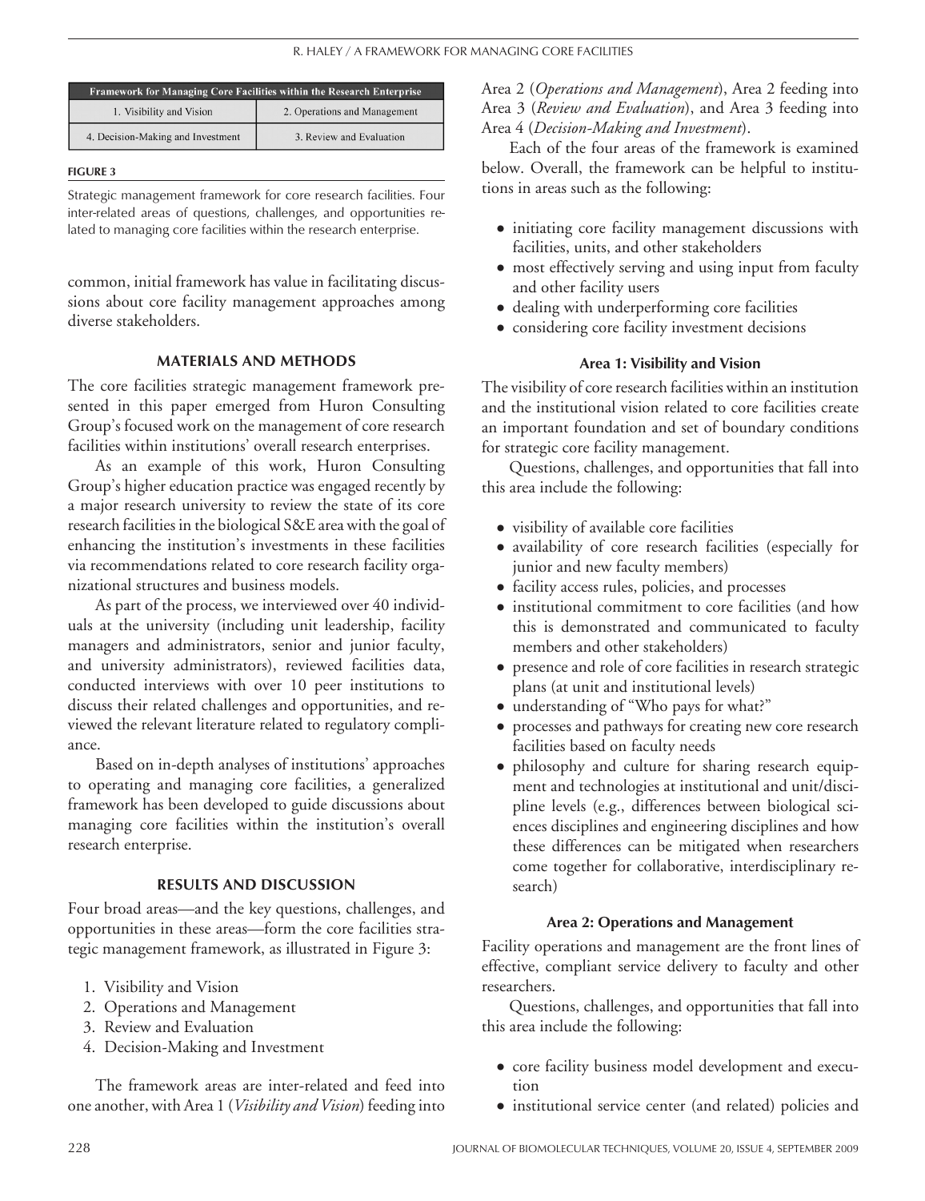| Framework for Managing Core Facilities within the Research Enterprise | |
|---|---|
| 1. Visibility and Vision | 2. Operations and Management |
| 4. Decision-Making and Investment | 3. Review and Evaluation |

**FIGURE 3**

Strategic management framework for core research facilities. Four inter-related areas of questions, challenges, and opportunities related to managing core facilities within the research enterprise.

common, initial framework has value in facilitating discussions about core facility management approaches among diverse stakeholders.

## MATERIALS AND METHODS

The core facilities strategic management framework presented in this paper emerged from Huron Consulting Group's focused work on the management of core research facilities within institutions' overall research enterprises.

As an example of this work, Huron Consulting Group's higher education practice was engaged recently by a major research university to review the state of its core research facilities in the biological S&E area with the goal of enhancing the institution's investments in these facilities via recommendations related to core research facility organizational structures and business models.

As part of the process, we interviewed over 40 individuals at the university (including unit leadership, facility managers and administrators, senior and junior faculty, and university administrators), reviewed facilities data, conducted interviews with over 10 peer institutions to discuss their related challenges and opportunities, and reviewed the relevant literature related to regulatory compliance.

Based on in-depth analyses of institutions' approaches to operating and managing core facilities, a generalized framework has been developed to guide discussions about managing core facilities within the institution's overall research enterprise.

## RESULTS AND DISCUSSION

Four broad areas—and the key questions, challenges, and opportunities in these areas—form the core facilities strategic management framework, as illustrated in Figure 3:

1. Visibility and Vision
2. Operations and Management
3. Review and Evaluation
4. Decision-Making and Investment

The framework areas are inter-related and feed into one another, with Area 1 (*Visibility and Vision*) feeding into Area 2 (*Operations and Management*), Area 2 feeding into Area 3 (*Review and Evaluation*), and Area 3 feeding into Area 4 (*Decision-Making and Investment*).

Each of the four areas of the framework is examined below. Overall, the framework can be helpful to institutions in areas such as the following:

- initiating core facility management discussions with facilities, units, and other stakeholders
- most effectively serving and using input from faculty and other facility users
- dealing with underperforming core facilities
- considering core facility investment decisions

### Area 1: Visibility and Vision

The visibility of core research facilities within an institution and the institutional vision related to core facilities create an important foundation and set of boundary conditions for strategic core facility management.

Questions, challenges, and opportunities that fall into this area include the following:

- visibility of available core facilities
- availability of core research facilities (especially for junior and new faculty members)
- facility access rules, policies, and processes
- institutional commitment to core facilities (and how this is demonstrated and communicated to faculty members and other stakeholders)
- presence and role of core facilities in research strategic plans (at unit and institutional levels)
- understanding of "Who pays for what?"
- processes and pathways for creating new core research facilities based on faculty needs
- philosophy and culture for sharing research equipment and technologies at institutional and unit/discipline levels (e.g., differences between biological sciences disciplines and engineering disciplines and how these differences can be mitigated when researchers come together for collaborative, interdisciplinary research)

### Area 2: Operations and Management

Facility operations and management are the front lines of effective, compliant service delivery to faculty and other researchers.

Questions, challenges, and opportunities that fall into this area include the following:

- core facility business model development and execution
- institutional service center (and related) policies and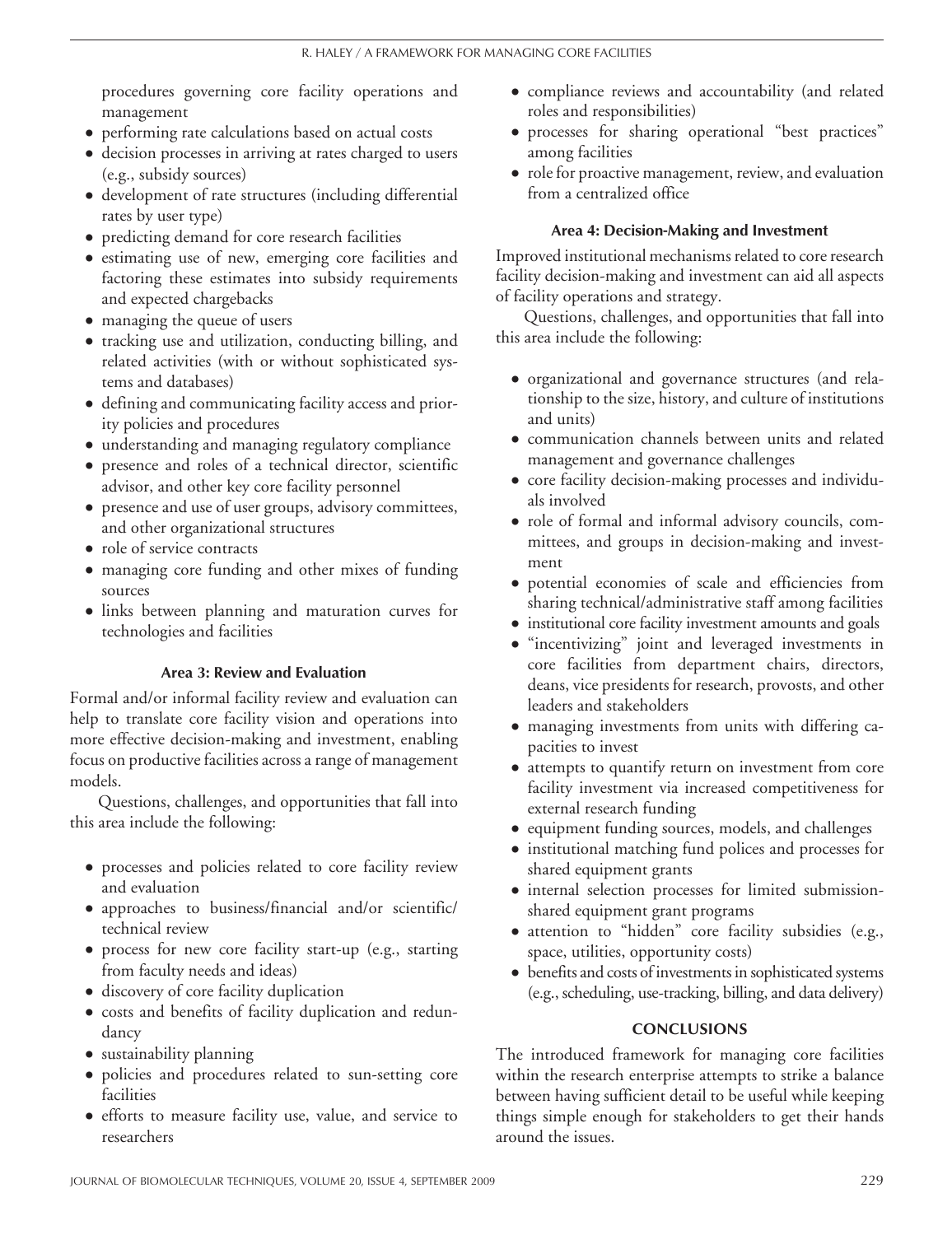procedures governing core facility operations and management

- performing rate calculations based on actual costs
- decision processes in arriving at rates charged to users (e.g., subsidy sources)
- development of rate structures (including differential rates by user type)
- predicting demand for core research facilities
- estimating use of new, emerging core facilities and factoring these estimates into subsidy requirements and expected chargebacks
- managing the queue of users
- tracking use and utilization, conducting billing, and related activities (with or without sophisticated systems and databases)
- defining and communicating facility access and priority policies and procedures
- understanding and managing regulatory compliance
- presence and roles of a technical director, scientific advisor, and other key core facility personnel
- presence and use of user groups, advisory committees, and other organizational structures
- role of service contracts
- managing core funding and other mixes of funding sources
- links between planning and maturation curves for technologies and facilities

### Area 3: Review and Evaluation

Formal and/or informal facility review and evaluation can help to translate core facility vision and operations into more effective decision-making and investment, enabling focus on productive facilities across a range of management models.

Questions, challenges, and opportunities that fall into this area include the following:

- processes and policies related to core facility review and evaluation
- approaches to business/financial and/or scientific/technical review
- process for new core facility start-up (e.g., starting from faculty needs and ideas)
- discovery of core facility duplication
- costs and benefits of facility duplication and redundancy
- sustainability planning
- policies and procedures related to sun-setting core facilities
- efforts to measure facility use, value, and service to researchers
- compliance reviews and accountability (and related roles and responsibilities)
- processes for sharing operational "best practices" among facilities
- role for proactive management, review, and evaluation from a centralized office

### Area 4: Decision-Making and Investment

Improved institutional mechanisms related to core research facility decision-making and investment can aid all aspects of facility operations and strategy.

Questions, challenges, and opportunities that fall into this area include the following:

- organizational and governance structures (and relationship to the size, history, and culture of institutions and units)
- communication channels between units and related management and governance challenges
- core facility decision-making processes and individuals involved
- role of formal and informal advisory councils, committees, and groups in decision-making and investment
- potential economies of scale and efficiencies from sharing technical/administrative staff among facilities
- institutional core facility investment amounts and goals
- "incentivizing" joint and leveraged investments in core facilities from department chairs, directors, deans, vice presidents for research, provosts, and other leaders and stakeholders
- managing investments from units with differing capacities to invest
- attempts to quantify return on investment from core facility investment via increased competitiveness for external research funding
- equipment funding sources, models, and challenges
- institutional matching fund polices and processes for shared equipment grants
- internal selection processes for limited submission-shared equipment grant programs
- attention to "hidden" core facility subsidies (e.g., space, utilities, opportunity costs)
- benefits and costs of investments in sophisticated systems (e.g., scheduling, use-tracking, billing, and data delivery)

## CONCLUSIONS

The introduced framework for managing core facilities within the research enterprise attempts to strike a balance between having sufficient detail to be useful while keeping things simple enough for stakeholders to get their hands around the issues.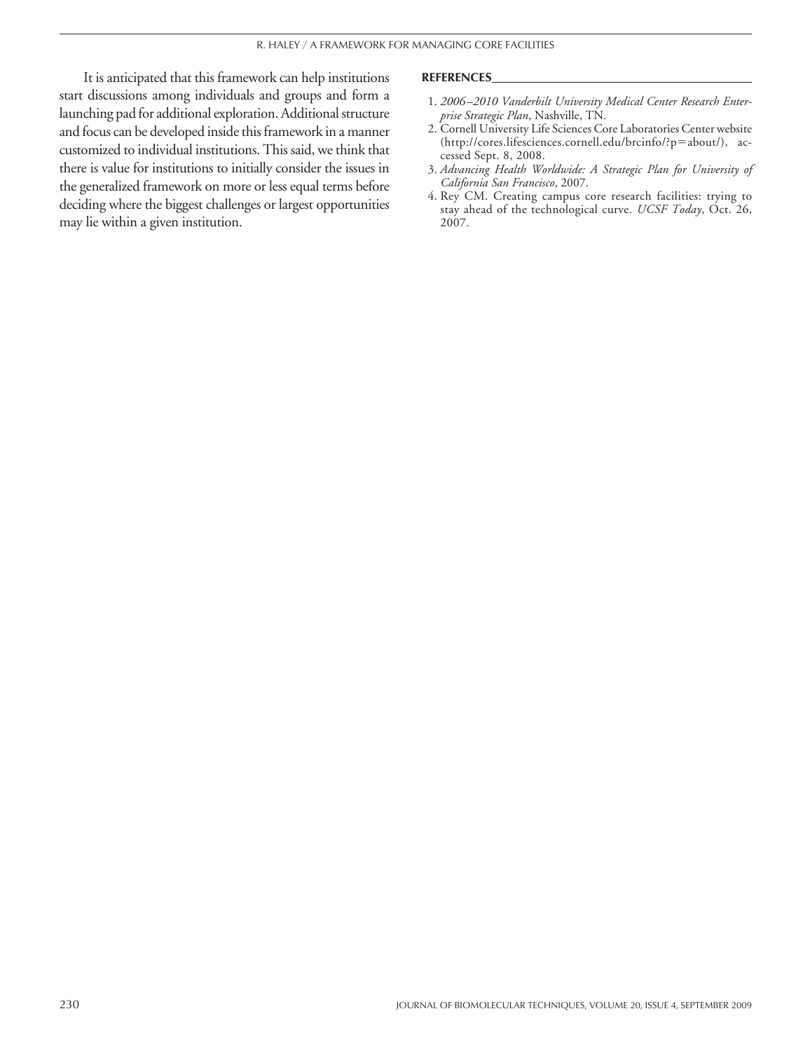It is anticipated that this framework can help institutions start discussions among individuals and groups and form a launching pad for additional exploration. Additional structure and focus can be developed inside this framework in a manner customized to individual institutions. This said, we think that there is value for institutions to initially consider the issues in the generalized framework on more or less equal terms before deciding where the biggest challenges or largest opportunities may lie within a given institution.

## REFERENCES

1. *2006–2010 Vanderbilt University Medical Center Research Enterprise Strategic Plan*, Nashville, TN.
2. Cornell University Life Sciences Core Laboratories Center website (http://cores.lifesciences.cornell.edu/brcinfo/?p=about/), accessed Sept. 8, 2008.
3. *Advancing Health Worldwide: A Strategic Plan for University of California San Francisco*, 2007.
4. Rey CM. Creating campus core research facilities: trying to stay ahead of the technological curve. *UCSF Today*, Oct. 26, 2007.